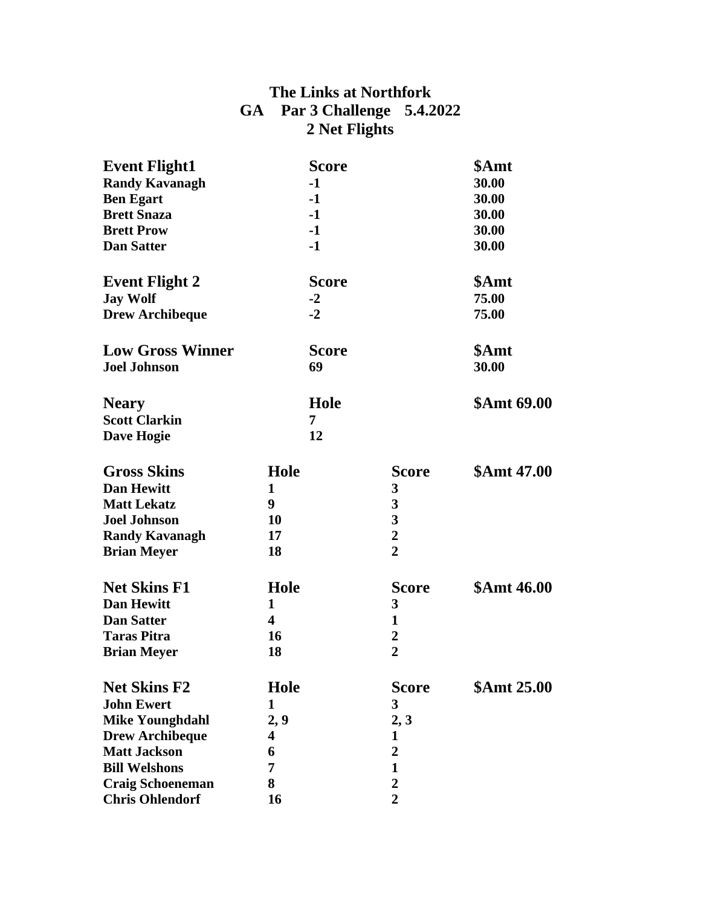# The Links at Northfork
## GA Par 3 Challenge 5.4.2022
## 2 Net Flights

| Event Flight1 | Score | $Amt |
|---|---|---|
| Randy Kavanagh | -1 | 30.00 |
| Ben Egart | -1 | 30.00 |
| Brett Snaza | -1 | 30.00 |
| Brett Prow | -1 | 30.00 |
| Dan Satter | -1 | 30.00 |

| Event Flight 2 | Score | $Amt |
|---|---|---|
| Jay Wolf | -2 | 75.00 |
| Drew Archibeque | -2 | 75.00 |

| Low Gross Winner | Score | $Amt |
|---|---|---|
| Joel Johnson | 69 | 30.00 |

| Neary | Hole | $Amt 69.00 |
|---|---|---|
| Scott Clarkin | 7 | |
| Dave Hogie | 12 | |

| Gross Skins | Hole | Score | $Amt 47.00 |
|---|---|---|---|
| Dan Hewitt | 1 | 3 | |
| Matt Lekatz | 9 | 3 | |
| Joel Johnson | 10 | 3 | |
| Randy Kavanagh | 17 | 2 | |
| Brian Meyer | 18 | 2 | |

| Net Skins F1 | Hole | Score | $Amt 46.00 |
|---|---|---|---|
| Dan Hewitt | 1 | 3 | |
| Dan Satter | 4 | 1 | |
| Taras Pitra | 16 | 2 | |
| Brian Meyer | 18 | 2 | |

| Net Skins F2 | Hole | Score | $Amt 25.00 |
|---|---|---|---|
| John Ewert | 1 | 3 | |
| Mike Younghdahl | 2, 9 | 2, 3 | |
| Drew Archibeque | 4 | 1 | |
| Matt Jackson | 6 | 2 | |
| Bill Welshons | 7 | 1 | |
| Craig Schoeneman | 8 | 2 | |
| Chris Ohlendorf | 16 | 2 | |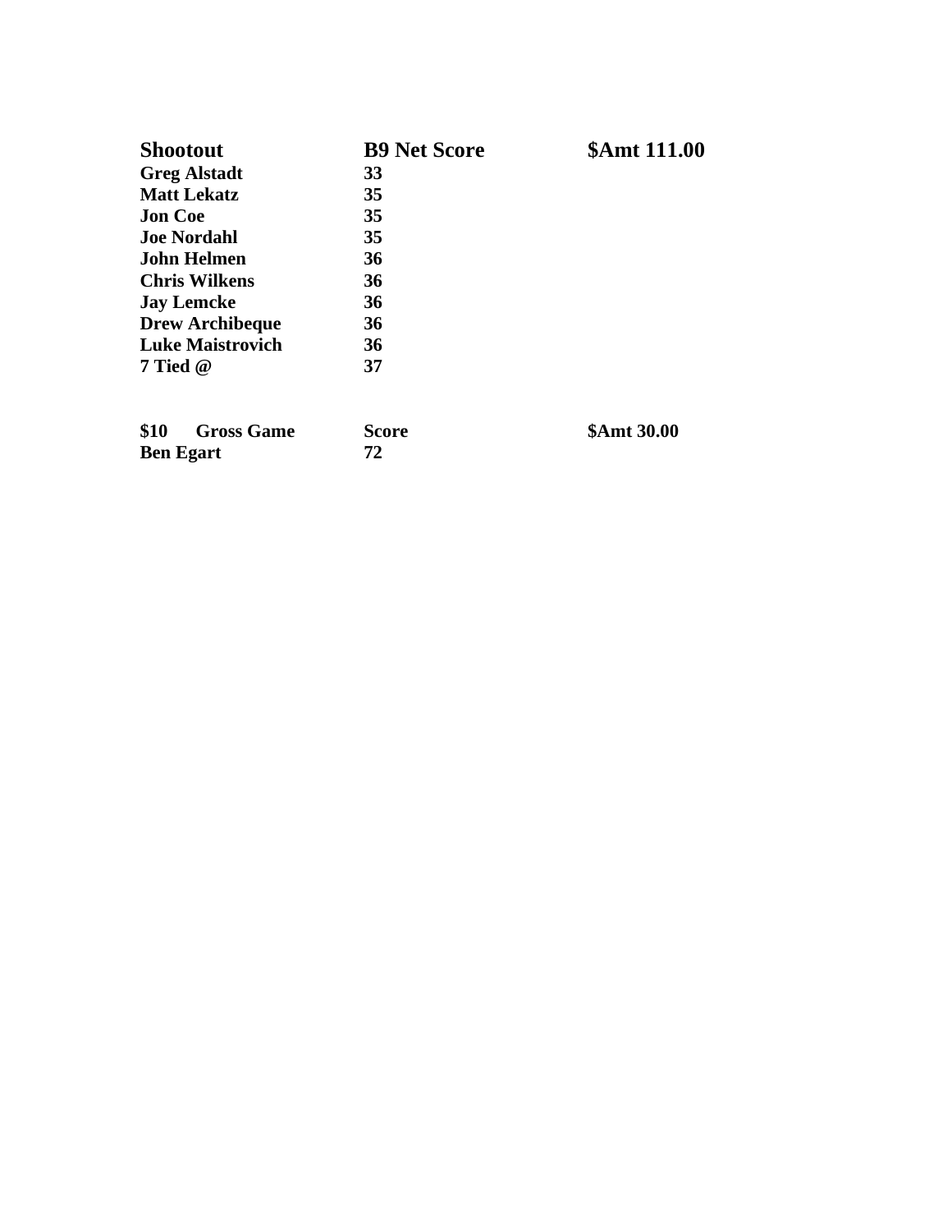| Shootout | B9 Net Score | $Amt 111.00 |
|---|---|---|
| Greg Alstadt | 33 | |
| Matt Lekatz | 35 | |
| Jon Coe | 35 | |
| Joe Nordahl | 35 | |
| John Helmen | 36 | |
| Chris Wilkens | 36 | |
| Jay Lemcke | 36 | |
| Drew Archibeque | 36 | |
| Luke Maistrovich | 36 | |
| 7 Tied @ | 37 | |

| $10 Gross Game | Score | $Amt 30.00 |
|---|---|---|
| Ben Egart | 72 | |